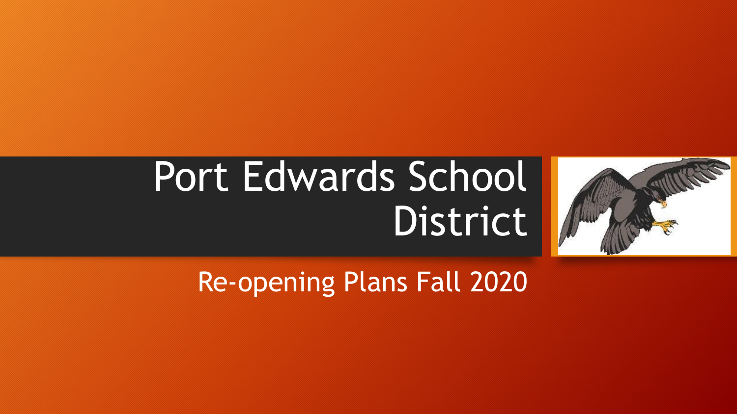# Port Edwards School District

## Re-opening Plans Fall 2020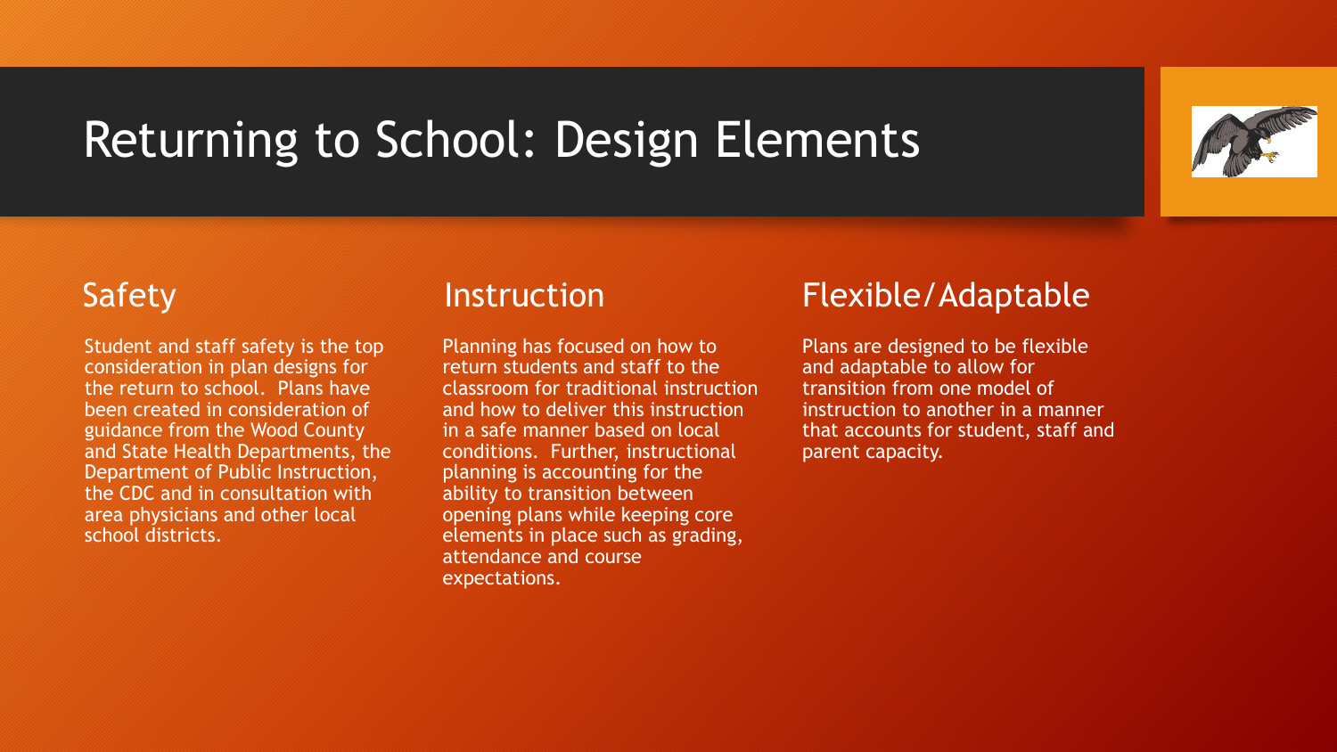# Returning to School: Design Elements

## Safety

Student and staff safety is the top consideration in plan designs for the return to school. Plans have been created in consideration of guidance from the Wood County and State Health Departments, the Department of Public Instruction, the CDC and in consultation with area physicians and other local school districts.

## Instruction

Planning has focused on how to return students and staff to the classroom for traditional instruction and how to deliver this instruction in a safe manner based on local conditions. Further, instructional planning is accounting for the ability to transition between opening plans while keeping core elements in place such as grading, attendance and course expectations.

## Flexible/Adaptable

Plans are designed to be flexible and adaptable to allow for transition from one model of instruction to another in a manner that accounts for student, staff and parent capacity.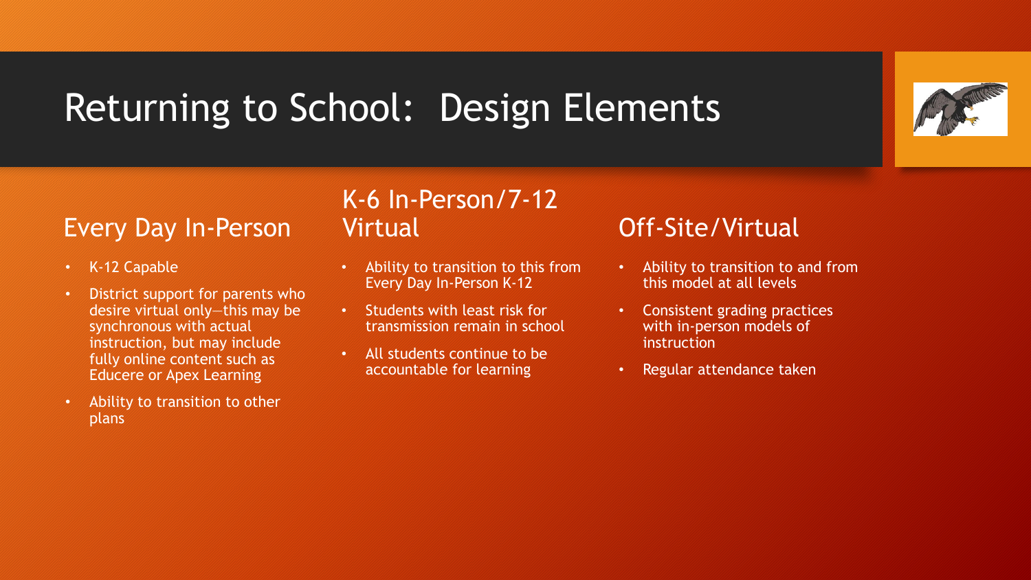# Returning to School: Design Elements

## Every Day In-Person

- K-12 Capable
- District support for parents who desire virtual only—this may be synchronous with actual instruction, but may include fully online content such as Educere or Apex Learning
- Ability to transition to other plans

## K-6 In-Person/7-12 Virtual

- Ability to transition to this from Every Day In-Person K-12
- Students with least risk for transmission remain in school
- All students continue to be accountable for learning

## Off-Site/Virtual

- Ability to transition to and from this model at all levels
- Consistent grading practices with in-person models of instruction
- Regular attendance taken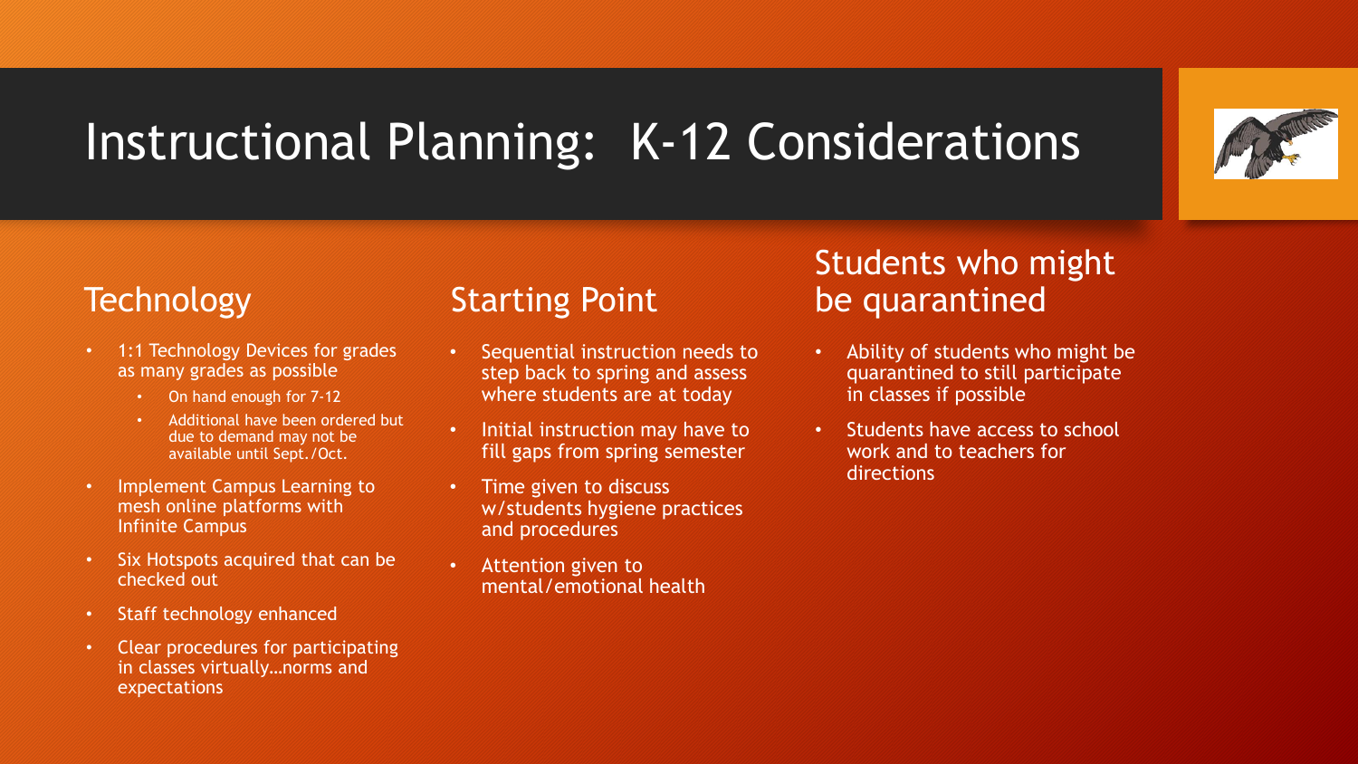# Instructional Planning: K-12 Considerations

## Technology

- 1:1 Technology Devices for grades as many grades as possible
  - On hand enough for 7-12
  - Additional have been ordered but due to demand may not be available until Sept./Oct.
- Implement Campus Learning to mesh online platforms with Infinite Campus
- Six Hotspots acquired that can be checked out
- Staff technology enhanced
- Clear procedures for participating in classes virtually…norms and expectations

## Starting Point

- Sequential instruction needs to step back to spring and assess where students are at today
- Initial instruction may have to fill gaps from spring semester
- Time given to discuss w/students hygiene practices and procedures
- Attention given to mental/emotional health

## Students who might be quarantined

- Ability of students who might be quarantined to still participate in classes if possible
- Students have access to school work and to teachers for directions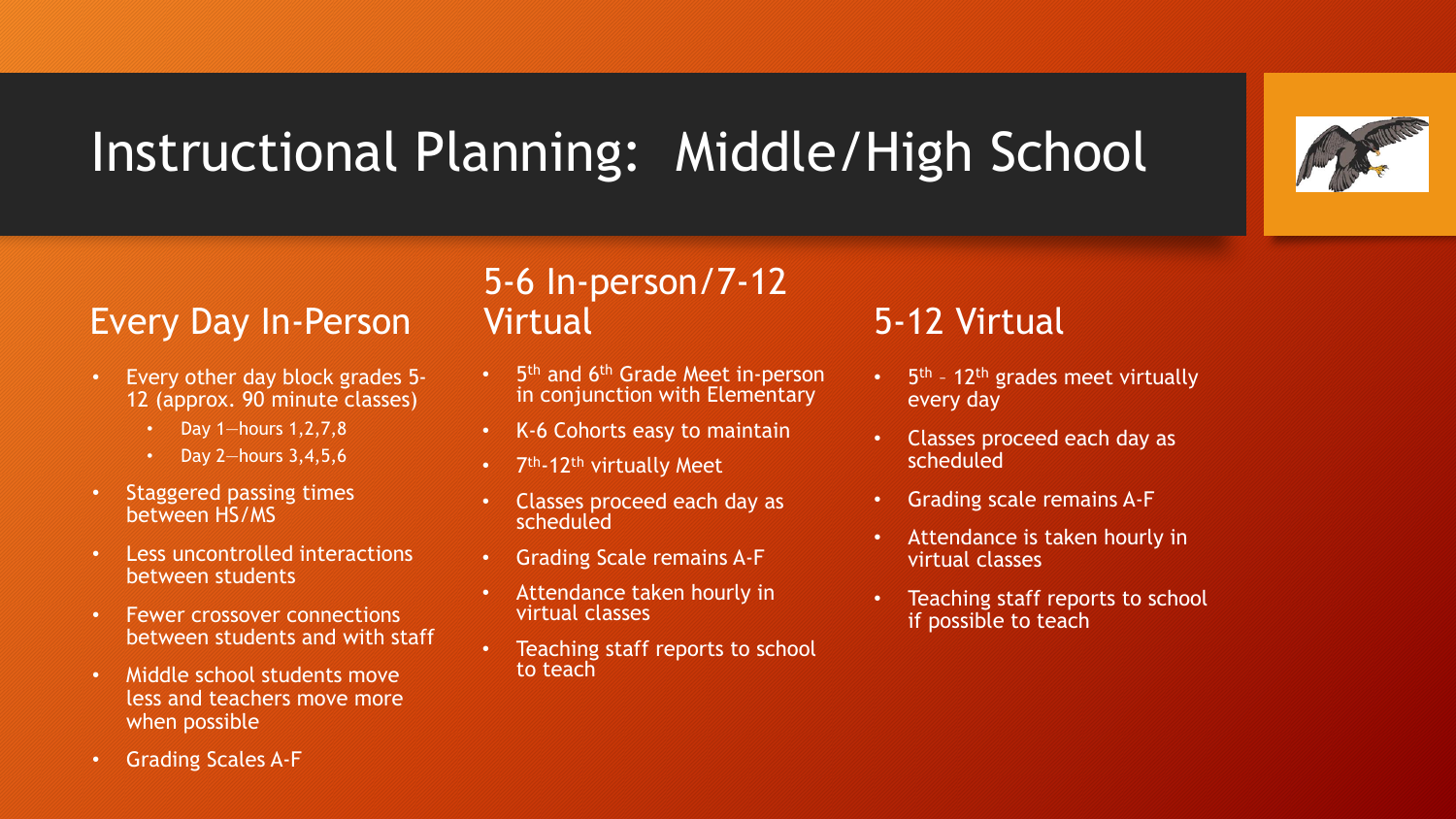# Instructional Planning: Middle/High School

## Every Day In-Person

- Every other day block grades 5-12 (approx. 90 minute classes)
  - Day 1—hours 1,2,7,8
  - Day 2—hours 3,4,5,6
- Staggered passing times between HS/MS
- Less uncontrolled interactions between students
- Fewer crossover connections between students and with staff
- Middle school students move less and teachers move more when possible
- Grading Scales A-F

## 5-6 In-person/7-12 Virtual

- 5th and 6th Grade Meet in-person in conjunction with Elementary
- K-6 Cohorts easy to maintain
- 7th-12th virtually Meet
- Classes proceed each day as scheduled
- Grading Scale remains A-F
- Attendance taken hourly in virtual classes
- Teaching staff reports to school to teach

## 5-12 Virtual

- 5th – 12th grades meet virtually every day
- Classes proceed each day as scheduled
- Grading scale remains A-F
- Attendance is taken hourly in virtual classes
- Teaching staff reports to school if possible to teach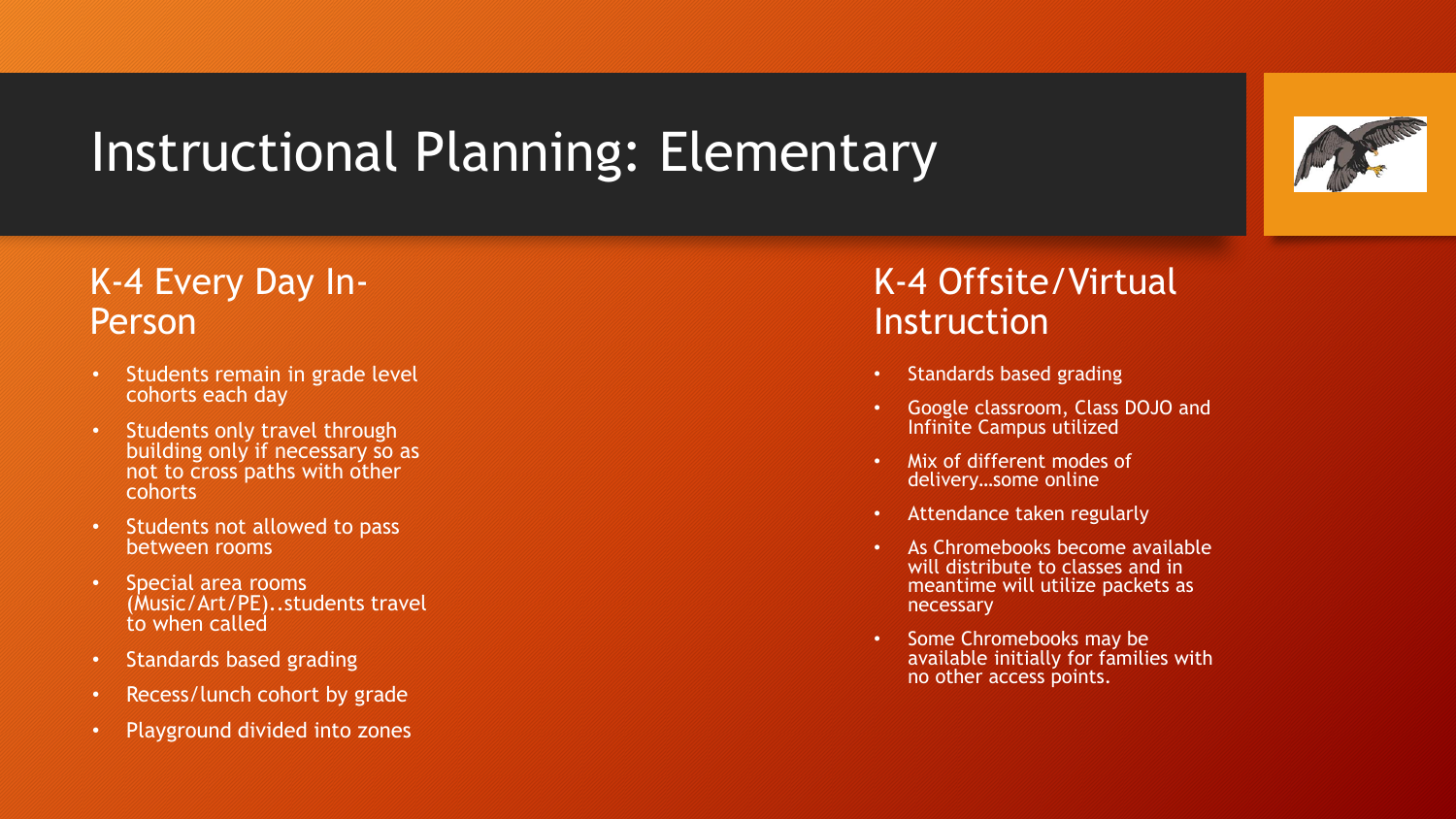# Instructional Planning: Elementary

## K-4 Every Day In-Person

- Students remain in grade level cohorts each day
- Students only travel through building only if necessary so as not to cross paths with other cohorts
- Students not allowed to pass between rooms
- Special area rooms (Music/Art/PE)..students travel to when called
- Standards based grading
- Recess/lunch cohort by grade
- Playground divided into zones

## K-4 Offsite/Virtual Instruction

- Standards based grading
- Google classroom, Class DOJO and Infinite Campus utilized
- Mix of different modes of delivery…some online
- Attendance taken regularly
- As Chromebooks become available will distribute to classes and in meantime will utilize packets as necessary
- Some Chromebooks may be available initially for families with no other access points.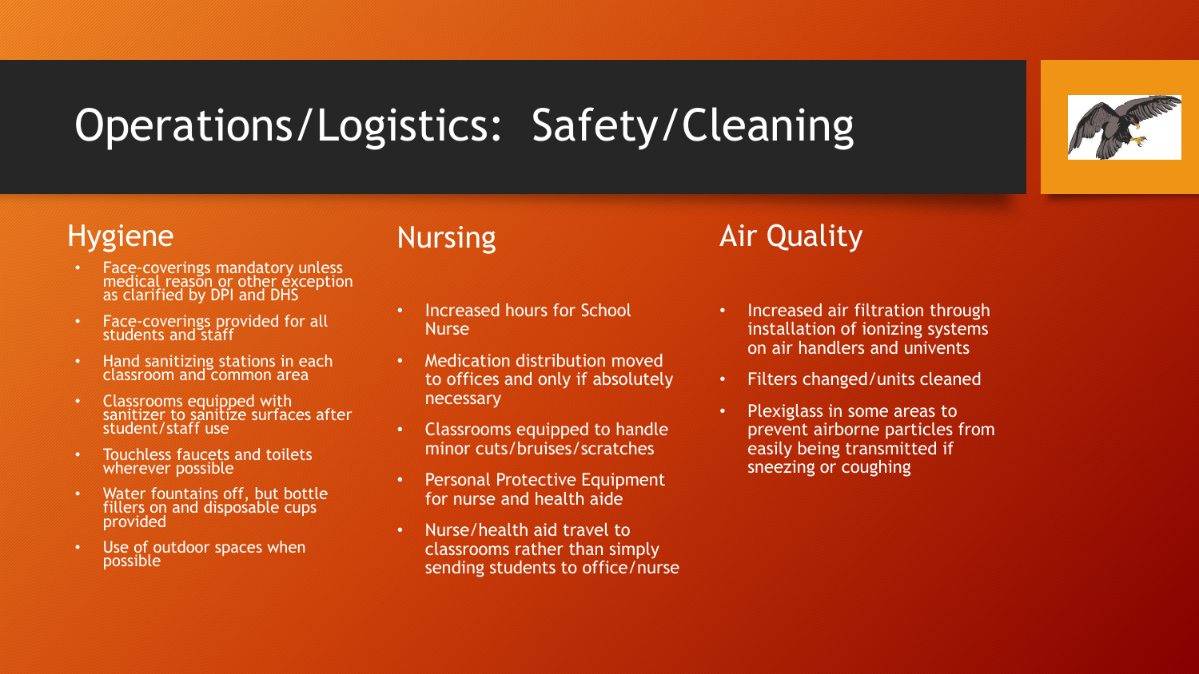# Operations/Logistics: Safety/Cleaning

## Hygiene

- Face-coverings mandatory unless medical reason or other exception as clarified by DPI and DHS
- Face-coverings provided for all students and staff
- Hand sanitizing stations in each classroom and common area
- Classrooms equipped with sanitizer to sanitize surfaces after student/staff use
- Touchless faucets and toilets wherever possible
- Water fountains off, but bottle fillers on and disposable cups provided
- Use of outdoor spaces when possible

## Nursing

- Increased hours for School Nurse
- Medication distribution moved to offices and only if absolutely necessary
- Classrooms equipped to handle minor cuts/bruises/scratches
- Personal Protective Equipment for nurse and health aide
- Nurse/health aid travel to classrooms rather than simply sending students to office/nurse

## Air Quality

- Increased air filtration through installation of ionizing systems on air handlers and univents
- Filters changed/units cleaned
- Plexiglass in some areas to prevent airborne particles from easily being transmitted if sneezing or coughing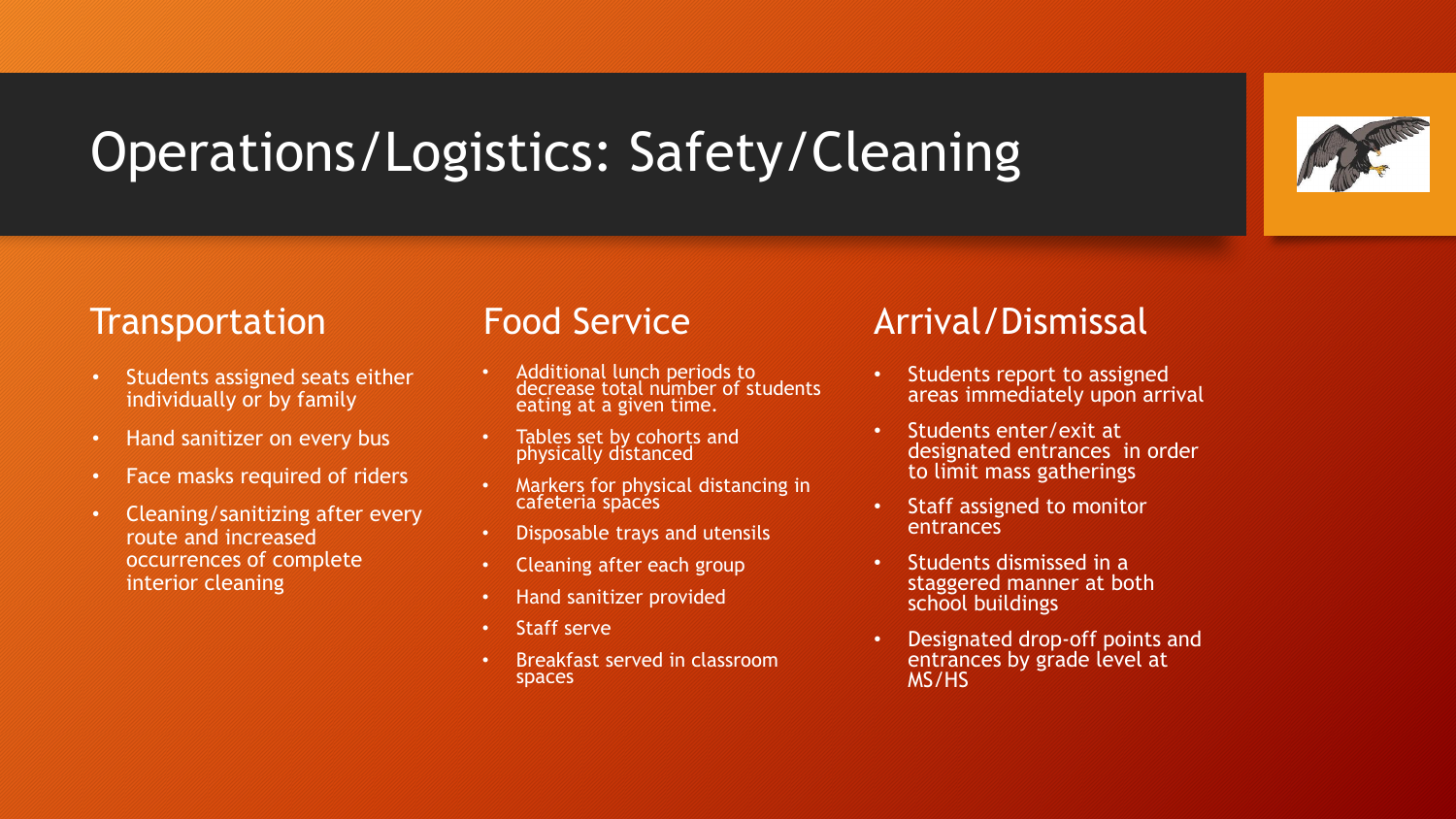# Operations/Logistics: Safety/Cleaning

## Transportation

- Students assigned seats either individually or by family
- Hand sanitizer on every bus
- Face masks required of riders
- Cleaning/sanitizing after every route and increased occurrences of complete interior cleaning

## Food Service

- Additional lunch periods to decrease total number of students eating at a given time.
- Tables set by cohorts and physically distanced
- Markers for physical distancing in cafeteria spaces
- Disposable trays and utensils
- Cleaning after each group
- Hand sanitizer provided
- Staff serve
- Breakfast served in classroom spaces

## Arrival/Dismissal

- Students report to assigned areas immediately upon arrival
- Students enter/exit at designated entrances in order to limit mass gatherings
- Staff assigned to monitor entrances
- Students dismissed in a staggered manner at both school buildings
- Designated drop-off points and entrances by grade level at MS/HS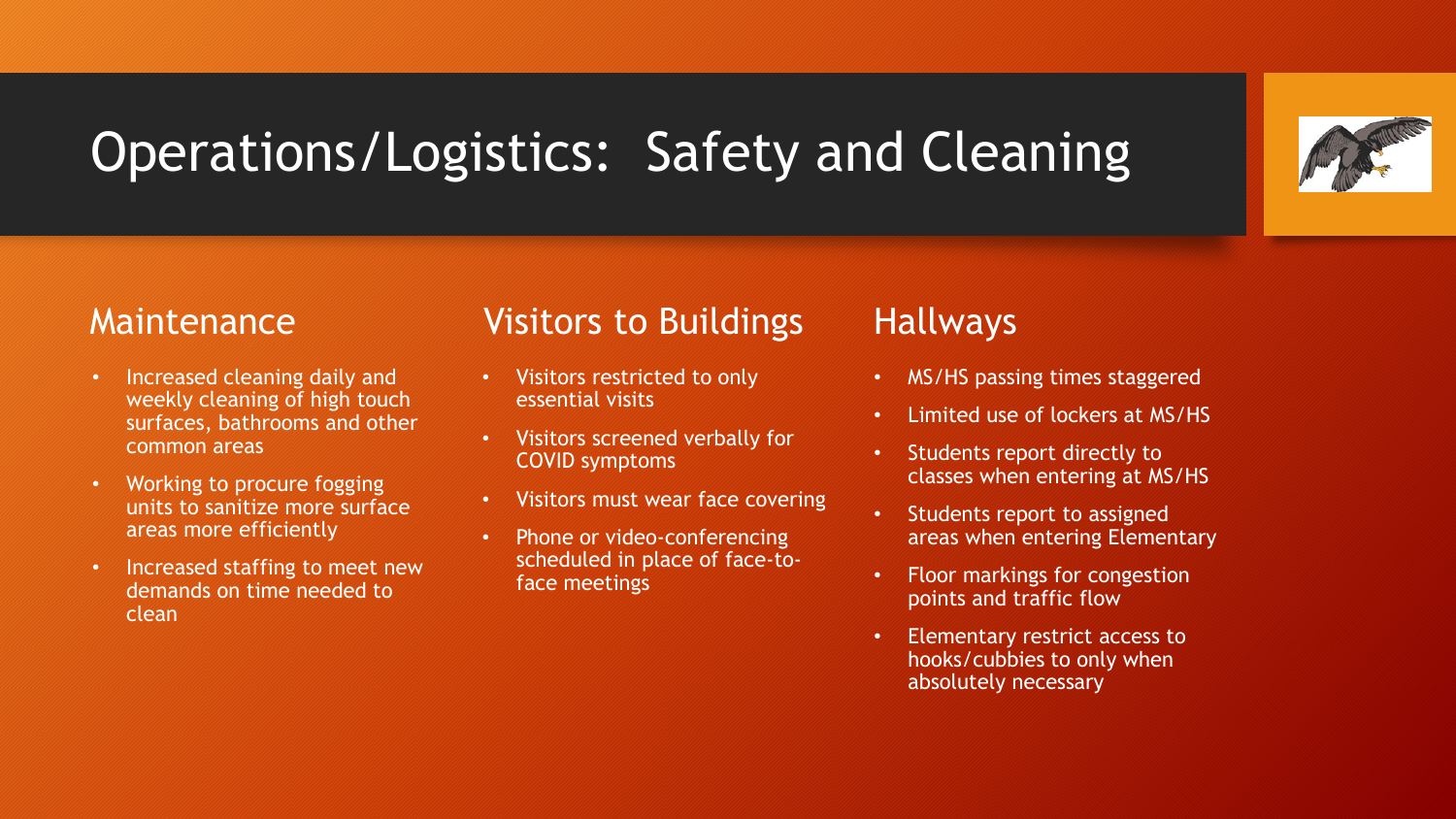# Operations/Logistics: Safety and Cleaning

## Maintenance

- Increased cleaning daily and weekly cleaning of high touch surfaces, bathrooms and other common areas
- Working to procure fogging units to sanitize more surface areas more efficiently
- Increased staffing to meet new demands on time needed to clean

## Visitors to Buildings

- Visitors restricted to only essential visits
- Visitors screened verbally for COVID symptoms
- Visitors must wear face covering
- Phone or video-conferencing scheduled in place of face-to-face meetings

## Hallways

- MS/HS passing times staggered
- Limited use of lockers at MS/HS
- Students report directly to classes when entering at MS/HS
- Students report to assigned areas when entering Elementary
- Floor markings for congestion points and traffic flow
- Elementary restrict access to hooks/cubbies to only when absolutely necessary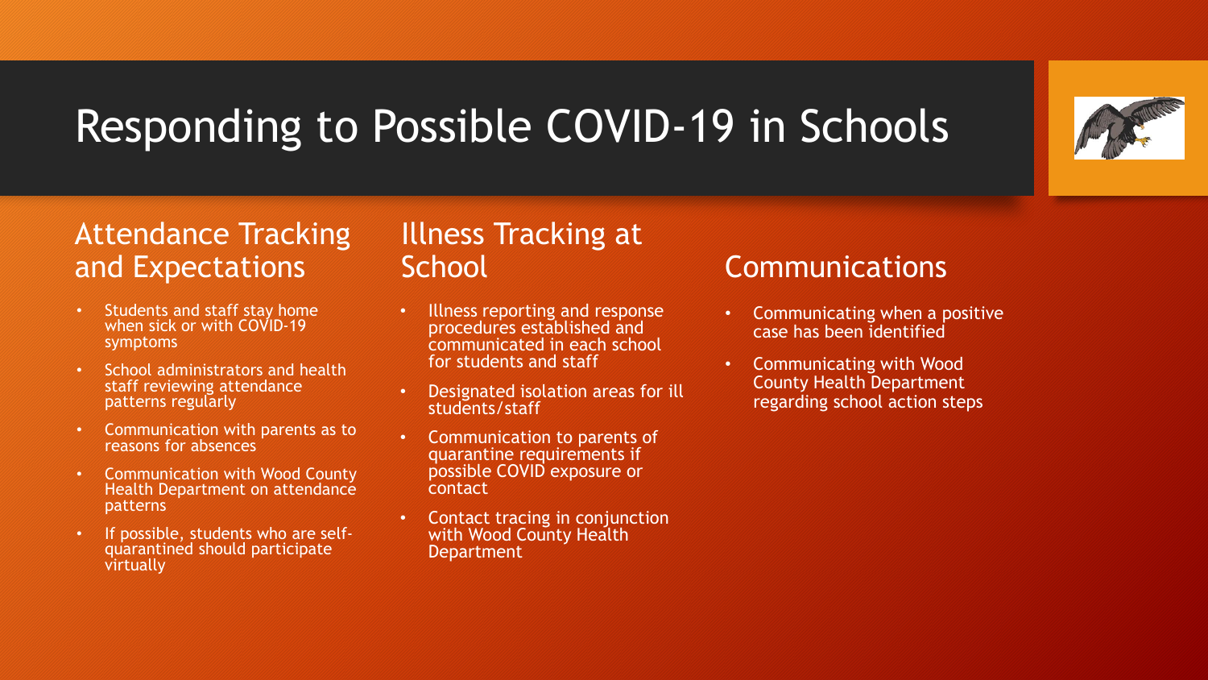# Responding to Possible COVID-19 in Schools

## Attendance Tracking and Expectations

- Students and staff stay home when sick or with COVID-19 symptoms
- School administrators and health staff reviewing attendance patterns regularly
- Communication with parents as to reasons for absences
- Communication with Wood County Health Department on attendance patterns
- If possible, students who are self-quarantined should participate virtually

## Illness Tracking at School

- Illness reporting and response procedures established and communicated in each school for students and staff
- Designated isolation areas for ill students/staff
- Communication to parents of quarantine requirements if possible COVID exposure or contact
- Contact tracing in conjunction with Wood County Health Department

## Communications

- Communicating when a positive case has been identified
- Communicating with Wood County Health Department regarding school action steps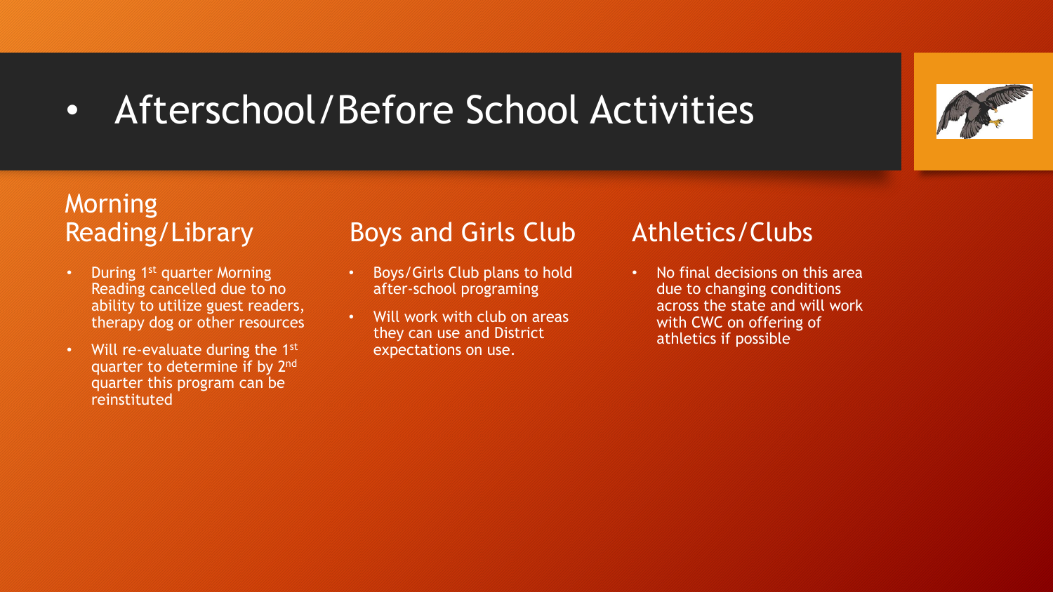# Afterschool/Before School Activities

## Morning Reading/Library

- During 1st quarter Morning Reading cancelled due to no ability to utilize guest readers, therapy dog or other resources
- Will re-evaluate during the 1st quarter to determine if by 2nd quarter this program can be reinstituted

## Boys and Girls Club

- Boys/Girls Club plans to hold after-school programing
- Will work with club on areas they can use and District expectations on use.

## Athletics/Clubs

- No final decisions on this area due to changing conditions across the state and will work with CWC on offering of athletics if possible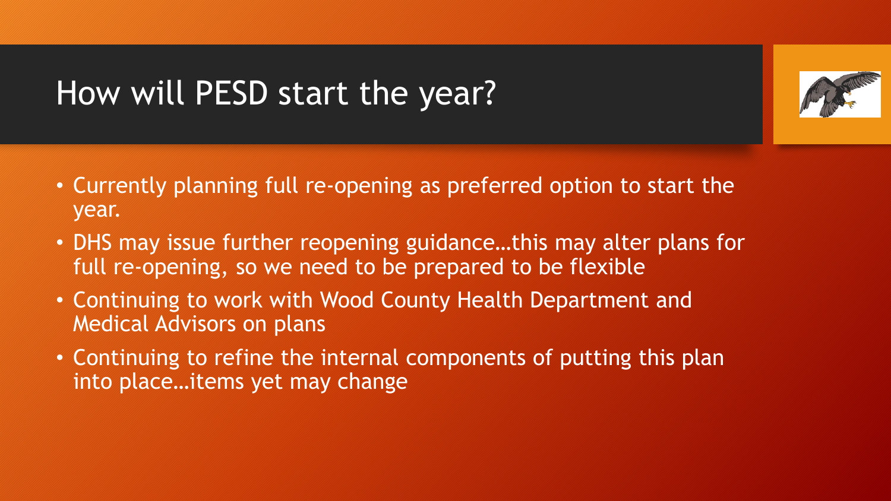# How will PESD start the year?

- Currently planning full re-opening as preferred option to start the year.
- DHS may issue further reopening guidance…this may alter plans for full re-opening, so we need to be prepared to be flexible
- Continuing to work with Wood County Health Department and Medical Advisors on plans
- Continuing to refine the internal components of putting this plan into place…items yet may change